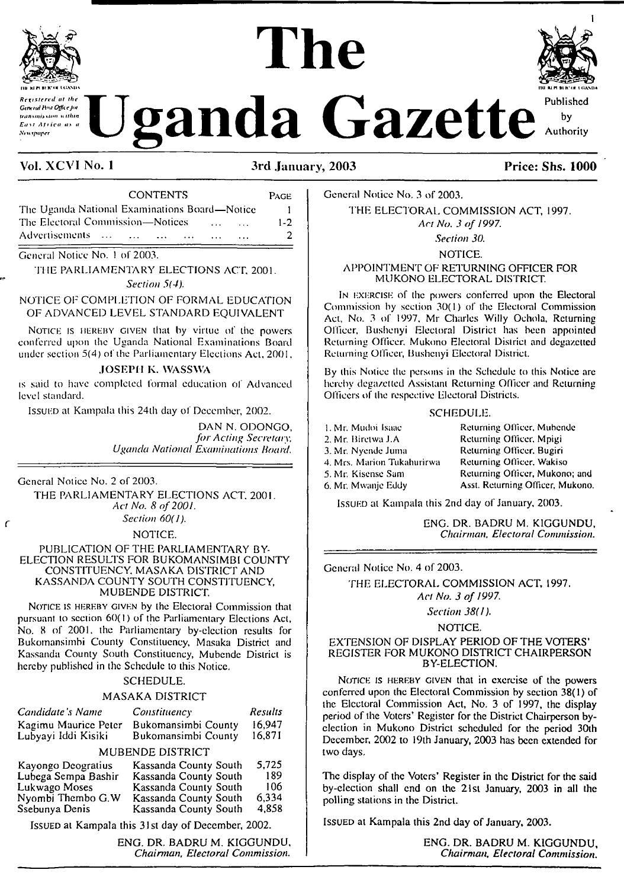# The Uganda Gazette

*Registered at the General Post Office for transmission within East Africa as a Newspaper*

Published by Authority

**Vol. XCVI No. 1** — **3rd January, 2003** — **Price: Shs. 1000**

| CONTENTS | PAGE |
|---|---|
| The Uganda National Examinations Board—Notice | 1 |
| The Electoral Commission—Notices ... ... | 1-2 |
| Advertisements ... ... ... ... ... ... | 2 |

General Notice No. 1 of 2003.

THE PARLIAMENTARY ELECTIONS ACT, 2001.

*Section 5(4).*

NOTICE OF COMPLETION OF FORMAL EDUCATION OF ADVANCED LEVEL STANDARD EQUIVALENT

NOTICE IS HEREBY GIVEN that by virtue of the powers conferred upon the Uganda National Examinations Board under section 5(4) of the Parliamentary Elections Act, 2001,

JOSEPH K. WASSWA

is said to have completed formal education of Advanced level standard.

ISSUED at Kampala this 24th day of December, 2002.

DAN N. ODONGO,
*for Acting Secretary,*
*Uganda National Examinations Board.*

---

General Notice No. 2 of 2003.

THE PARLIAMENTARY ELECTIONS ACT, 2001.

*Act No. 8 of 2001.*

*Section 60(1).*

NOTICE.

PUBLICATION OF THE PARLIAMENTARY BY-ELECTION RESULTS FOR BUKOMANSIMBI COUNTY CONSTITUENCY, MASAKA DISTRICT AND KASSANDA COUNTY SOUTH CONSTITUENCY, MUBENDE DISTRICT.

NOTICE IS HEREBY GIVEN by the Electoral Commission that pursuant to section 60(1) of the Parliamentary Elections Act, No. 8 of 2001, the Parliamentary by-election results for Bukomansimbi County Constituency, Masaka District and Kassanda County South Constituency, Mubende District is hereby published in the Schedule to this Notice.

SCHEDULE.

MASAKA DISTRICT

| *Candidate's Name* | *Constituency* | *Results* |
|---|---|---|
| Kagimu Maurice Peter | Bukomansimbi County | 16,947 |
| Lubyayi Iddi Kisiki | Bukomansimbi County | 16,871 |

MUBENDE DISTRICT

| *Candidate's Name* | *Constituency* | *Results* |
|---|---|---|
| Kayongo Deogratius | Kassanda County South | 5,725 |
| Lubega Sempa Bashir | Kassanda County South | 189 |
| Lukwago Moses | Kassanda County South | 106 |
| Nyombi Thembo G.W | Kassanda County South | 6,334 |
| Ssebunya Denis | Kassanda County South | 4,858 |

ISSUED at Kampala this 31st day of December, 2002.

ENG. DR. BADRU M. KIGGUNDU,
*Chairman, Electoral Commission.*

---

General Notice No. 3 of 2003.

THE ELECTORAL COMMISSION ACT, 1997.

*Act No. 3 of 1997.*

*Section 30.*

NOTICE.

APPOINTMENT OF RETURNING OFFICER FOR MUKONO ELECTORAL DISTRICT.

IN EXERCISE of the powers conferred upon the Electoral Commission by section 30(1) of the Electoral Commission Act, No. 3 of 1997, Mr Charles Willy Ochola, Returning Officer, Bushenyi Electoral District has been appointed Returning Officer, Mukono Electoral District and degazetted Returning Officer, Bushenyi Electoral District.

By this Notice the persons in the Schedule to this Notice are hereby degazetted Assistant Returning Officer and Returning Officers of the respective Electoral Districts.

SCHEDULE.

| | |
|---|---|
| 1. Mr. Mudoi Isaac | Returning Officer, Mubende |
| 2. Mr. Biretwa J.A | Returning Officer, Mpigi |
| 3. Mr. Nyende Juma | Returning Officer, Bugiri |
| 4. Mrs. Marion Tukahurirwa | Returning Officer, Wakiso |
| 5. Mr. Kisense Sam | Returning Officer, Mukono; and |
| 6. Mr. Mwanje Eddy | Asst. Returning Officer, Mukono. |

ISSUED at Kampala this 2nd day of January, 2003.

ENG. DR. BADRU M. KIGGUNDU,
*Chairman, Electoral Commission.*

---

General Notice No. 4 of 2003.

THE ELECTORAL COMMISSION ACT, 1997.

*Act No. 3 of 1997.*

*Section 38(1).*

NOTICE.

EXTENSION OF DISPLAY PERIOD OF THE VOTERS' REGISTER FOR MUKONO DISTRICT CHAIRPERSON BY-ELECTION.

NOTICE IS HEREBY GIVEN that in exercise of the powers conferred upon the Electoral Commission by section 38(1) of the Electoral Commission Act, No. 3 of 1997, the display period of the Voters' Register for the District Chairperson by-election in Mukono District scheduled for the period 30th December, 2002 to 19th January, 2003 has been extended for two days.

The display of the Voters' Register in the District for the said by-election shall end on the 21st January, 2003 in all the polling stations in the District.

ISSUED at Kampala this 2nd day of January, 2003.

ENG. DR. BADRU M. KIGGUNDU,
*Chairman, Electoral Commission.*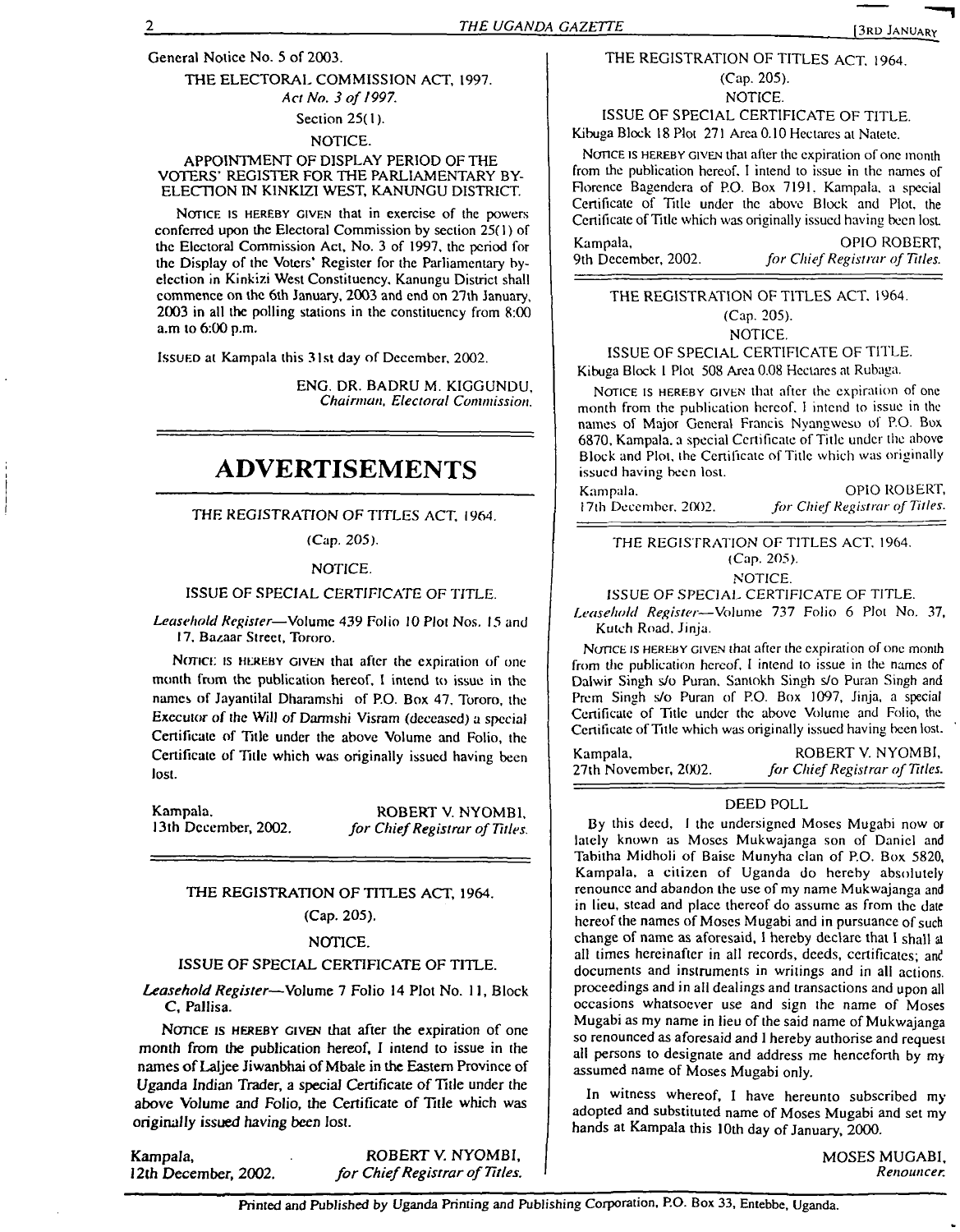General Notice No. 5 of 2003.

THE ELECTORAL COMMISSION ACT, 1997.

*Act No. 3 of 1997.*

Section 25(1).

NOTICE.

APPOINTMENT OF DISPLAY PERIOD OF THE VOTERS' REGISTER FOR THE PARLIAMENTARY BY-ELECTION IN KINKIZI WEST, KANUNGU DISTRICT.

NOTICE IS HEREBY GIVEN that in exercise of the powers conferred upon the Electoral Commission by section 25(1) of the Electoral Commission Act, No. 3 of 1997, the period for the Display of the Voters' Register for the Parliamentary by-election in Kinkizi West Constituency, Kanungu District shall commence on the 6th January, 2003 and end on 27th January, 2003 in all the polling stations in the constituency from 8:00 a.m to 6:00 p.m.

ISSUED at Kampala this 31st day of December, 2002.

ENG. DR. BADRU M. KIGGUNDU,
*Chairman, Electoral Commission.*

# ADVERTISEMENTS

THE REGISTRATION OF TITLES ACT, 1964.

(Cap. 205).

NOTICE.

ISSUE OF SPECIAL CERTIFICATE OF TITLE.

*Leasehold Register*—Volume 439 Folio 10 Plot Nos. 15 and 17, Bazaar Street, Tororo.

NOTICE IS HEREBY GIVEN that after the expiration of one month from the publication hereof, I intend to issue in the names of Jayantilal Dharamshi of P.O. Box 47, Tororo, the Executor of the Will of Darmshi Visram (deceased) a special Certificate of Title under the above Volume and Folio, the Certificate of Title which was originally issued having been lost.

Kampala,
13th December, 2002.

ROBERT V. NYOMBI,
*for Chief Registrar of Titles.*

THE REGISTRATION OF TITLES ACT, 1964.

(Cap. 205).

NOTICE.

ISSUE OF SPECIAL CERTIFICATE OF TITLE.

*Leasehold Register*—Volume 7 Folio 14 Plot No. 11, Block C, Pallisa.

NOTICE IS HEREBY GIVEN that after the expiration of one month from the publication hereof, I intend to issue in the names of Laljee Jiwanbhai of Mbale in the Eastern Province of Uganda Indian Trader, a special Certificate of Title under the above Volume and Folio, the Certificate of Title which was originally issued having been lost.

Kampala,
12th December, 2002.

ROBERT V. NYOMBI,
*for Chief Registrar of Titles.*

THE REGISTRATION OF TITLES ACT, 1964.

(Cap. 205).

NOTICE.

ISSUE OF SPECIAL CERTIFICATE OF TITLE.

Kibuga Block 18 Plot 271 Area 0.10 Hectares at Natete.

NOTICE IS HEREBY GIVEN that after the expiration of one month from the publication hereof, I intend to issue in the names of Florence Bagendera of P.O. Box 7191, Kampala, a special Certificate of Title under the above Block and Plot, the Certificate of Title which was originally issued having been lost.

Kampala,
9th December, 2002.

OPIO ROBERT,
*for Chief Registrar of Titles.*

THE REGISTRATION OF TITLES ACT, 1964.

(Cap. 205).

NOTICE.

ISSUE OF SPECIAL CERTIFICATE OF TITLE.

Kibuga Block 1 Plot 508 Area 0.08 Hectares at Rubaga.

NOTICE IS HEREBY GIVEN that after the expiration of one month from the publication hereof, I intend to issue in the names of Major General Francis Nyangweso of P.O. Box 6870, Kampala, a special Certificate of Title under the above Block and Plot, the Certificate of Title which was originally issued having been lost.

Kampala,
17th December, 2002.

OPIO ROBERT,
*for Chief Registrar of Titles.*

THE REGISTRATION OF TITLES ACT, 1964.

(Cap. 205).

NOTICE.

ISSUE OF SPECIAL CERTIFICATE OF TITLE.

*Leasehold Register*—Volume 737 Folio 6 Plot No. 37, Kutch Road, Jinja.

NOTICE IS HEREBY GIVEN that after the expiration of one month from the publication hereof, I intend to issue in the names of Dalwir Singh s/o Puran, Santokh Singh s/o Puran Singh and Prem Singh s/o Puran of P.O. Box 1097, Jinja, a special Certificate of Title under the above Volume and Folio, the Certificate of Title which was originally issued having been lost.

Kampala,
27th November, 2002.

ROBERT V. NYOMBI,
*for Chief Registrar of Titles.*

DEED POLL

By this deed, I the undersigned Moses Mugabi now or lately known as Moses Mukwajanga son of Daniel and Tabitha Midholi of Baise Munyha clan of P.O. Box 5820, Kampala, a citizen of Uganda do hereby absolutely renounce and abandon the use of my name Mukwajanga and in lieu, stead and place thereof do assume as from the date hereof the names of Moses Mugabi and in pursuance of such change of name as aforesaid, I hereby declare that I shall at all times hereinafter in all records, deeds, certificates; and documents and instruments in writings and in all actions, proceedings and in all dealings and transactions and upon all occasions whatsoever use and sign the name of Moses Mugabi as my name in lieu of the said name of Mukwajanga so renounced as aforesaid and I hereby authorise and request all persons to designate and address me henceforth by my assumed name of Moses Mugabi only.

In witness whereof, I have hereunto subscribed my adopted and substituted name of Moses Mugabi and set my hands at Kampala this 10th day of January, 2000.

MOSES MUGABI,
*Renouncer.*

Printed and Published by Uganda Printing and Publishing Corporation, P.O. Box 33, Entebbe, Uganda.